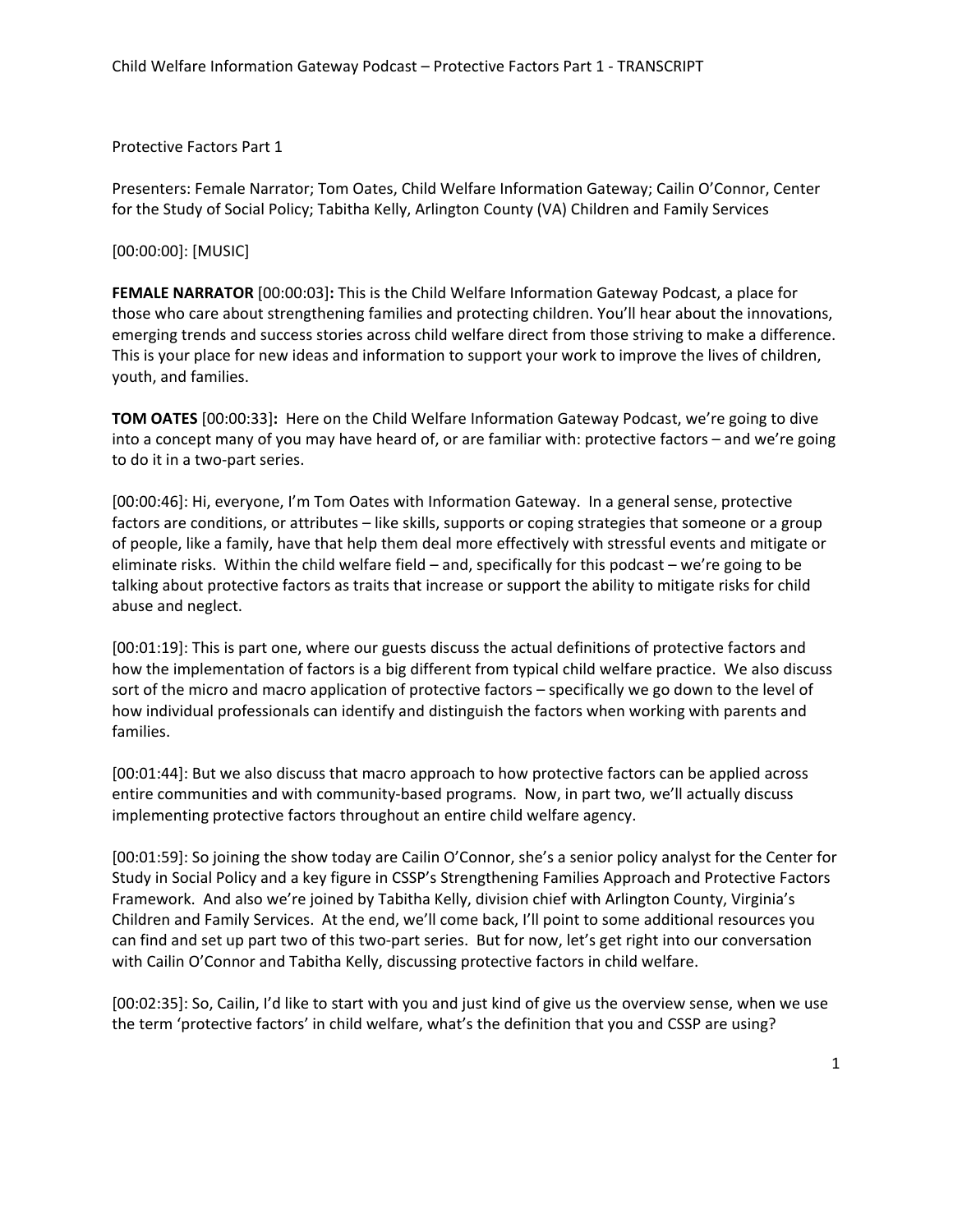Protective Factors Part 1

Presenters: Female Narrator; Tom Oates, Child Welfare Information Gateway; Cailin O'Connor, Center for the Study of Social Policy; Tabitha Kelly, Arlington County (VA) Children and Family Services

[00:00:00]: [MUSIC]

**FEMALE NARRATOR** [00:00:03]**:** This is the Child Welfare Information Gateway Podcast, a place for those who care about strengthening families and protecting children. You'll hear about the innovations, emerging trends and success stories across child welfare direct from those striving to make a difference. This is your place for new ideas and information to support your work to improve the lives of children, youth, and families.

**TOM OATES** [00:00:33]**:** Here on the Child Welfare Information Gateway Podcast, we're going to dive into a concept many of you may have heard of, or are familiar with: protective factors – and we're going to do it in a two-part series.

[00:00:46]: Hi, everyone, I'm Tom Oates with Information Gateway. In a general sense, protective factors are conditions, or attributes – like skills, supports or coping strategies that someone or a group of people, like a family, have that help them deal more effectively with stressful events and mitigate or eliminate risks. Within the child welfare field – and, specifically for this podcast – we're going to be talking about protective factors as traits that increase or support the ability to mitigate risks for child abuse and neglect.

[00:01:19]: This is part one, where our guests discuss the actual definitions of protective factors and how the implementation of factors is a big different from typical child welfare practice. We also discuss sort of the micro and macro application of protective factors – specifically we go down to the level of how individual professionals can identify and distinguish the factors when working with parents and families.

[00:01:44]: But we also discuss that macro approach to how protective factors can be applied across entire communities and with community-based programs. Now, in part two, we'll actually discuss implementing protective factors throughout an entire child welfare agency.

[00:01:59]: So joining the show today are Cailin O'Connor, she's a senior policy analyst for the Center for Study in Social Policy and a key figure in CSSP's Strengthening Families Approach and Protective Factors Framework. And also we're joined by Tabitha Kelly, division chief with Arlington County, Virginia's Children and Family Services. At the end, we'll come back, I'll point to some additional resources you can find and set up part two of this two-part series. But for now, let's get right into our conversation with Cailin O'Connor and Tabitha Kelly, discussing protective factors in child welfare.

[00:02:35]: So, Cailin, I'd like to start with you and just kind of give us the overview sense, when we use the term 'protective factors' in child welfare, what's the definition that you and CSSP are using?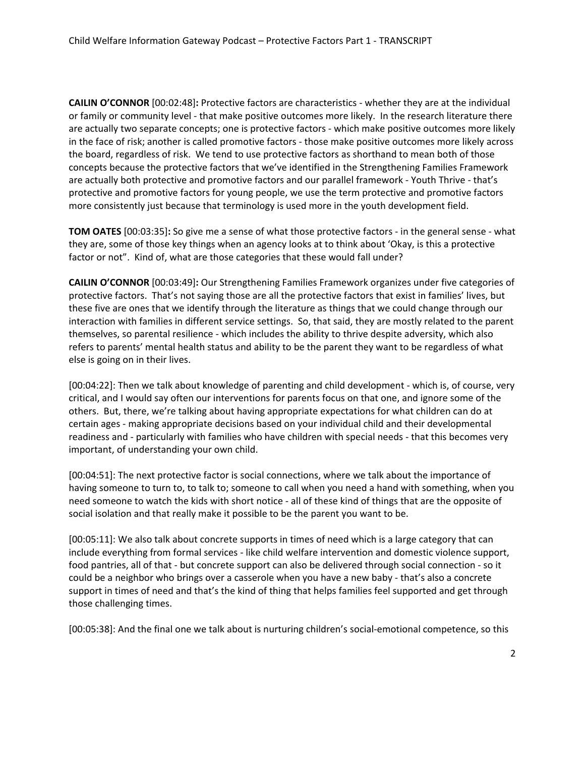**CAILIN O'CONNOR** [00:02:48]**:** Protective factors are characteristics - whether they are at the individual or family or community level - that make positive outcomes more likely. In the research literature there are actually two separate concepts; one is protective factors - which make positive outcomes more likely in the face of risk; another is called promotive factors - those make positive outcomes more likely across the board, regardless of risk. We tend to use protective factors as shorthand to mean both of those concepts because the protective factors that we've identified in the Strengthening Families Framework are actually both protective and promotive factors and our parallel framework - Youth Thrive - that's protective and promotive factors for young people, we use the term protective and promotive factors more consistently just because that terminology is used more in the youth development field.

**TOM OATES** [00:03:35]**:** So give me a sense of what those protective factors - in the general sense - what they are, some of those key things when an agency looks at to think about 'Okay, is this a protective factor or not". Kind of, what are those categories that these would fall under?

**CAILIN O'CONNOR** [00:03:49]**:** Our Strengthening Families Framework organizes under five categories of protective factors. That's not saying those are all the protective factors that exist in families' lives, but these five are ones that we identify through the literature as things that we could change through our interaction with families in different service settings. So, that said, they are mostly related to the parent themselves, so parental resilience - which includes the ability to thrive despite adversity, which also refers to parents' mental health status and ability to be the parent they want to be regardless of what else is going on in their lives.

[00:04:22]: Then we talk about knowledge of parenting and child development - which is, of course, very critical, and I would say often our interventions for parents focus on that one, and ignore some of the others. But, there, we're talking about having appropriate expectations for what children can do at certain ages - making appropriate decisions based on your individual child and their developmental readiness and - particularly with families who have children with special needs - that this becomes very important, of understanding your own child.

[00:04:51]: The next protective factor is social connections, where we talk about the importance of having someone to turn to, to talk to; someone to call when you need a hand with something, when you need someone to watch the kids with short notice - all of these kind of things that are the opposite of social isolation and that really make it possible to be the parent you want to be.

[00:05:11]: We also talk about concrete supports in times of need which is a large category that can include everything from formal services - like child welfare intervention and domestic violence support, food pantries, all of that - but concrete support can also be delivered through social connection - so it could be a neighbor who brings over a casserole when you have a new baby - that's also a concrete support in times of need and that's the kind of thing that helps families feel supported and get through those challenging times.

[00:05:38]: And the final one we talk about is nurturing children's social-emotional competence, so this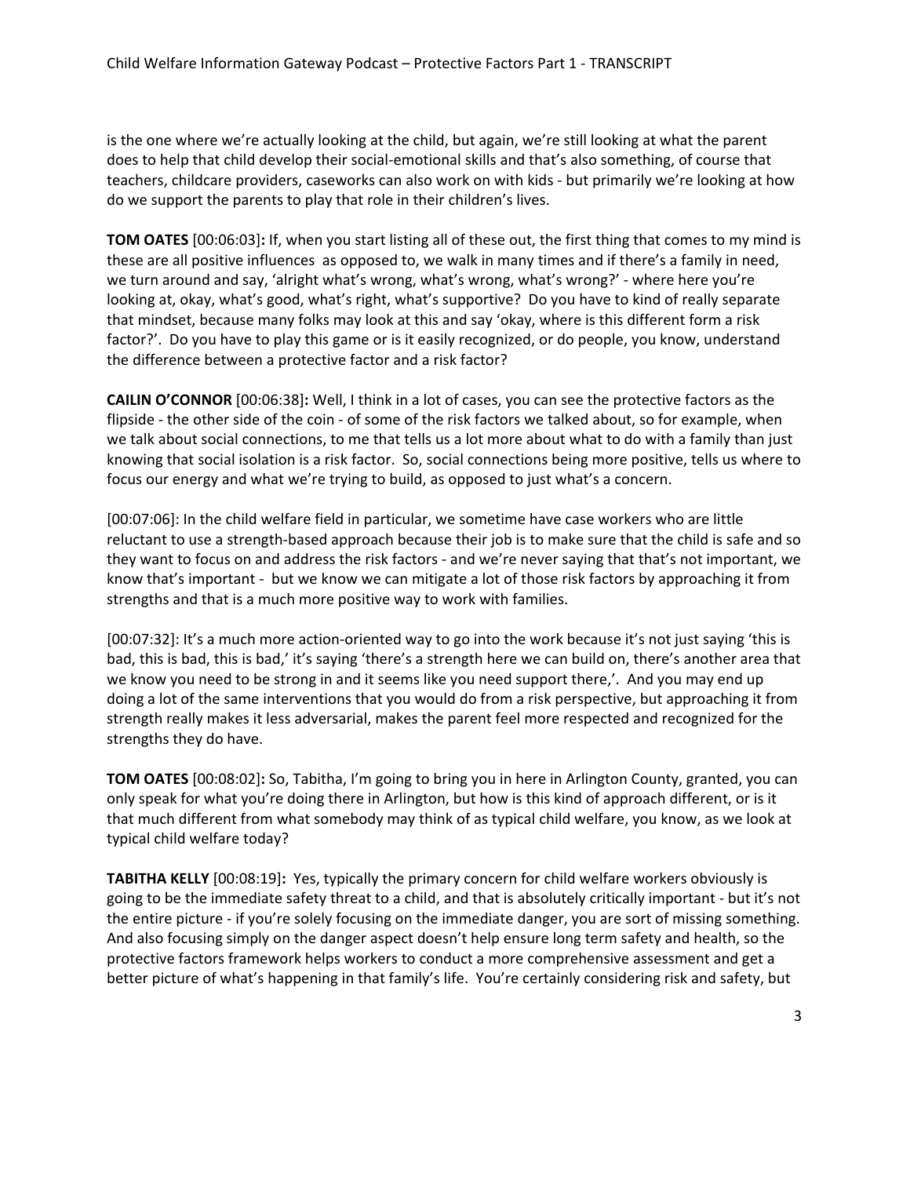is the one where we're actually looking at the child, but again, we're still looking at what the parent does to help that child develop their social-emotional skills and that's also something, of course that teachers, childcare providers, caseworks can also work on with kids - but primarily we're looking at how do we support the parents to play that role in their children's lives.

**TOM OATES** [00:06:03]**:** If, when you start listing all of these out, the first thing that comes to my mind is these are all positive influences as opposed to, we walk in many times and if there's a family in need, we turn around and say, 'alright what's wrong, what's wrong, what's wrong?' - where here you're looking at, okay, what's good, what's right, what's supportive? Do you have to kind of really separate that mindset, because many folks may look at this and say 'okay, where is this different form a risk factor?'. Do you have to play this game or is it easily recognized, or do people, you know, understand the difference between a protective factor and a risk factor?

**CAILIN O'CONNOR** [00:06:38]**:** Well, I think in a lot of cases, you can see the protective factors as the flipside - the other side of the coin - of some of the risk factors we talked about, so for example, when we talk about social connections, to me that tells us a lot more about what to do with a family than just knowing that social isolation is a risk factor. So, social connections being more positive, tells us where to focus our energy and what we're trying to build, as opposed to just what's a concern.

[00:07:06]: In the child welfare field in particular, we sometime have case workers who are little reluctant to use a strength-based approach because their job is to make sure that the child is safe and so they want to focus on and address the risk factors - and we're never saying that that's not important, we know that's important - but we know we can mitigate a lot of those risk factors by approaching it from strengths and that is a much more positive way to work with families.

[00:07:32]: It's a much more action-oriented way to go into the work because it's not just saying 'this is bad, this is bad, this is bad,' it's saying 'there's a strength here we can build on, there's another area that we know you need to be strong in and it seems like you need support there,'. And you may end up doing a lot of the same interventions that you would do from a risk perspective, but approaching it from strength really makes it less adversarial, makes the parent feel more respected and recognized for the strengths they do have.

**TOM OATES** [00:08:02]**:** So, Tabitha, I'm going to bring you in here in Arlington County, granted, you can only speak for what you're doing there in Arlington, but how is this kind of approach different, or is it that much different from what somebody may think of as typical child welfare, you know, as we look at typical child welfare today?

**TABITHA KELLY** [00:08:19]**:** Yes, typically the primary concern for child welfare workers obviously is going to be the immediate safety threat to a child, and that is absolutely critically important - but it's not the entire picture - if you're solely focusing on the immediate danger, you are sort of missing something. And also focusing simply on the danger aspect doesn't help ensure long term safety and health, so the protective factors framework helps workers to conduct a more comprehensive assessment and get a better picture of what's happening in that family's life. You're certainly considering risk and safety, but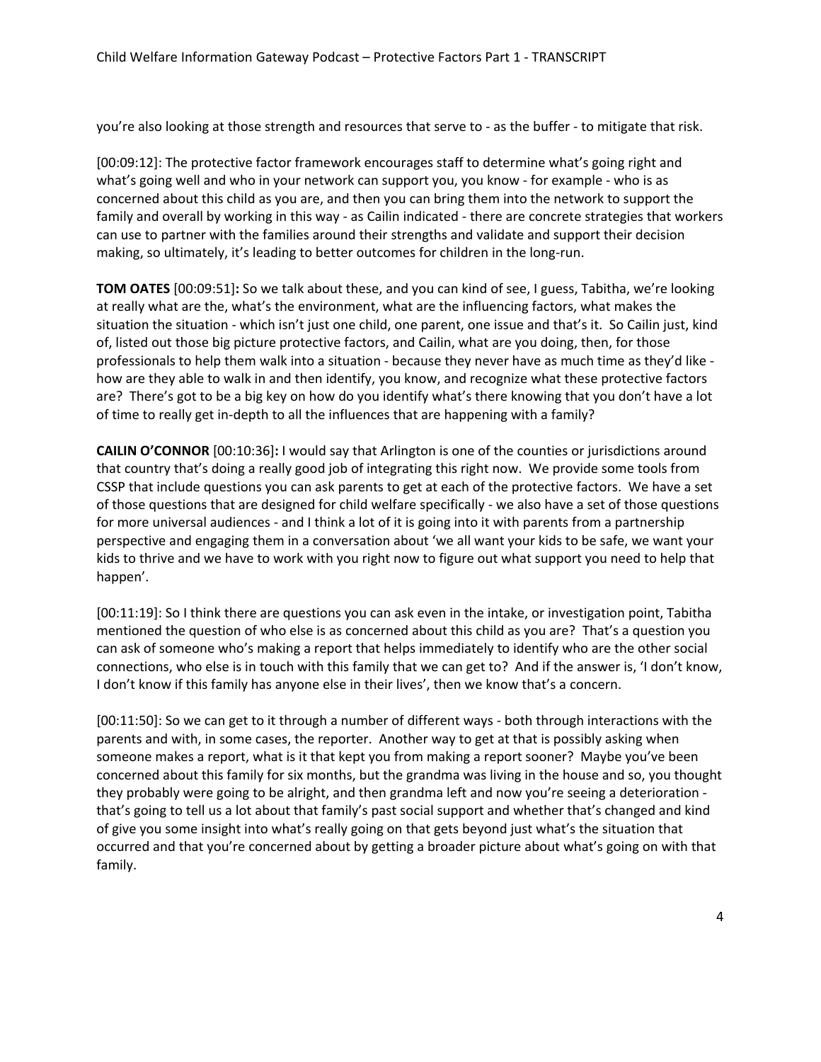you're also looking at those strength and resources that serve to - as the buffer - to mitigate that risk.

[00:09:12]: The protective factor framework encourages staff to determine what's going right and what's going well and who in your network can support you, you know - for example - who is as concerned about this child as you are, and then you can bring them into the network to support the family and overall by working in this way - as Cailin indicated - there are concrete strategies that workers can use to partner with the families around their strengths and validate and support their decision making, so ultimately, it's leading to better outcomes for children in the long-run.

**TOM OATES** [00:09:51]**:** So we talk about these, and you can kind of see, I guess, Tabitha, we're looking at really what are the, what's the environment, what are the influencing factors, what makes the situation the situation - which isn't just one child, one parent, one issue and that's it. So Cailin just, kind of, listed out those big picture protective factors, and Cailin, what are you doing, then, for those professionals to help them walk into a situation - because they never have as much time as they'd like - how are they able to walk in and then identify, you know, and recognize what these protective factors are? There's got to be a big key on how do you identify what's there knowing that you don't have a lot of time to really get in-depth to all the influences that are happening with a family?

**CAILIN O'CONNOR** [00:10:36]**:** I would say that Arlington is one of the counties or jurisdictions around that country that's doing a really good job of integrating this right now. We provide some tools from CSSP that include questions you can ask parents to get at each of the protective factors. We have a set of those questions that are designed for child welfare specifically - we also have a set of those questions for more universal audiences - and I think a lot of it is going into it with parents from a partnership perspective and engaging them in a conversation about 'we all want your kids to be safe, we want your kids to thrive and we have to work with you right now to figure out what support you need to help that happen'.

[00:11:19]: So I think there are questions you can ask even in the intake, or investigation point, Tabitha mentioned the question of who else is as concerned about this child as you are? That's a question you can ask of someone who's making a report that helps immediately to identify who are the other social connections, who else is in touch with this family that we can get to? And if the answer is, 'I don't know, I don't know if this family has anyone else in their lives', then we know that's a concern.

[00:11:50]: So we can get to it through a number of different ways - both through interactions with the parents and with, in some cases, the reporter. Another way to get at that is possibly asking when someone makes a report, what is it that kept you from making a report sooner? Maybe you've been concerned about this family for six months, but the grandma was living in the house and so, you thought they probably were going to be alright, and then grandma left and now you're seeing a deterioration - that's going to tell us a lot about that family's past social support and whether that's changed and kind of give you some insight into what's really going on that gets beyond just what's the situation that occurred and that you're concerned about by getting a broader picture about what's going on with that family.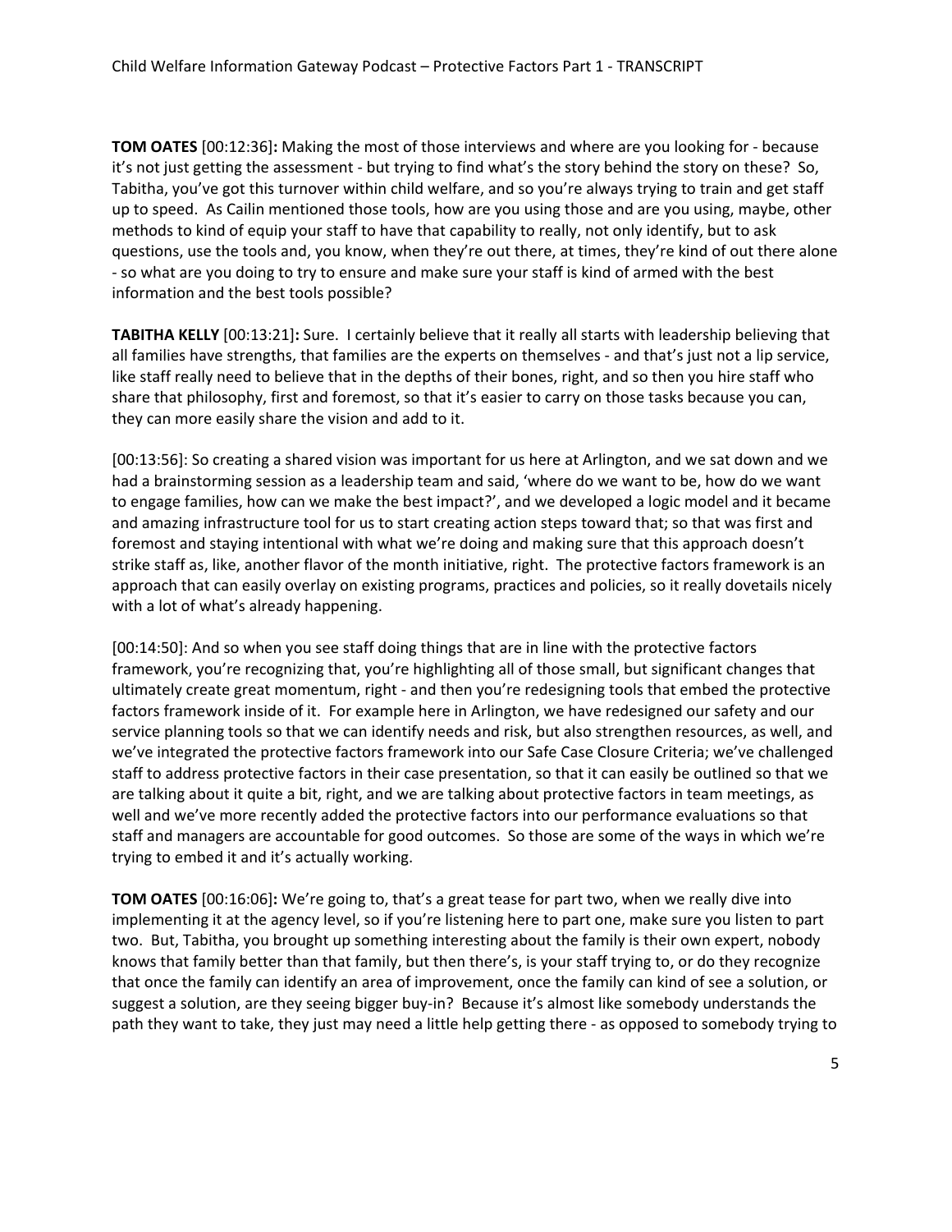**TOM OATES** [00:12:36]**:** Making the most of those interviews and where are you looking for - because it's not just getting the assessment - but trying to find what's the story behind the story on these? So, Tabitha, you've got this turnover within child welfare, and so you're always trying to train and get staff up to speed. As Cailin mentioned those tools, how are you using those and are you using, maybe, other methods to kind of equip your staff to have that capability to really, not only identify, but to ask questions, use the tools and, you know, when they're out there, at times, they're kind of out there alone - so what are you doing to try to ensure and make sure your staff is kind of armed with the best information and the best tools possible?

**TABITHA KELLY** [00:13:21]**:** Sure. I certainly believe that it really all starts with leadership believing that all families have strengths, that families are the experts on themselves - and that's just not a lip service, like staff really need to believe that in the depths of their bones, right, and so then you hire staff who share that philosophy, first and foremost, so that it's easier to carry on those tasks because you can, they can more easily share the vision and add to it.

[00:13:56]: So creating a shared vision was important for us here at Arlington, and we sat down and we had a brainstorming session as a leadership team and said, 'where do we want to be, how do we want to engage families, how can we make the best impact?', and we developed a logic model and it became and amazing infrastructure tool for us to start creating action steps toward that; so that was first and foremost and staying intentional with what we're doing and making sure that this approach doesn't strike staff as, like, another flavor of the month initiative, right. The protective factors framework is an approach that can easily overlay on existing programs, practices and policies, so it really dovetails nicely with a lot of what's already happening.

[00:14:50]: And so when you see staff doing things that are in line with the protective factors framework, you're recognizing that, you're highlighting all of those small, but significant changes that ultimately create great momentum, right - and then you're redesigning tools that embed the protective factors framework inside of it. For example here in Arlington, we have redesigned our safety and our service planning tools so that we can identify needs and risk, but also strengthen resources, as well, and we've integrated the protective factors framework into our Safe Case Closure Criteria; we've challenged staff to address protective factors in their case presentation, so that it can easily be outlined so that we are talking about it quite a bit, right, and we are talking about protective factors in team meetings, as well and we've more recently added the protective factors into our performance evaluations so that staff and managers are accountable for good outcomes. So those are some of the ways in which we're trying to embed it and it's actually working.

**TOM OATES** [00:16:06]**:** We're going to, that's a great tease for part two, when we really dive into implementing it at the agency level, so if you're listening here to part one, make sure you listen to part two. But, Tabitha, you brought up something interesting about the family is their own expert, nobody knows that family better than that family, but then there's, is your staff trying to, or do they recognize that once the family can identify an area of improvement, once the family can kind of see a solution, or suggest a solution, are they seeing bigger buy-in? Because it's almost like somebody understands the path they want to take, they just may need a little help getting there - as opposed to somebody trying to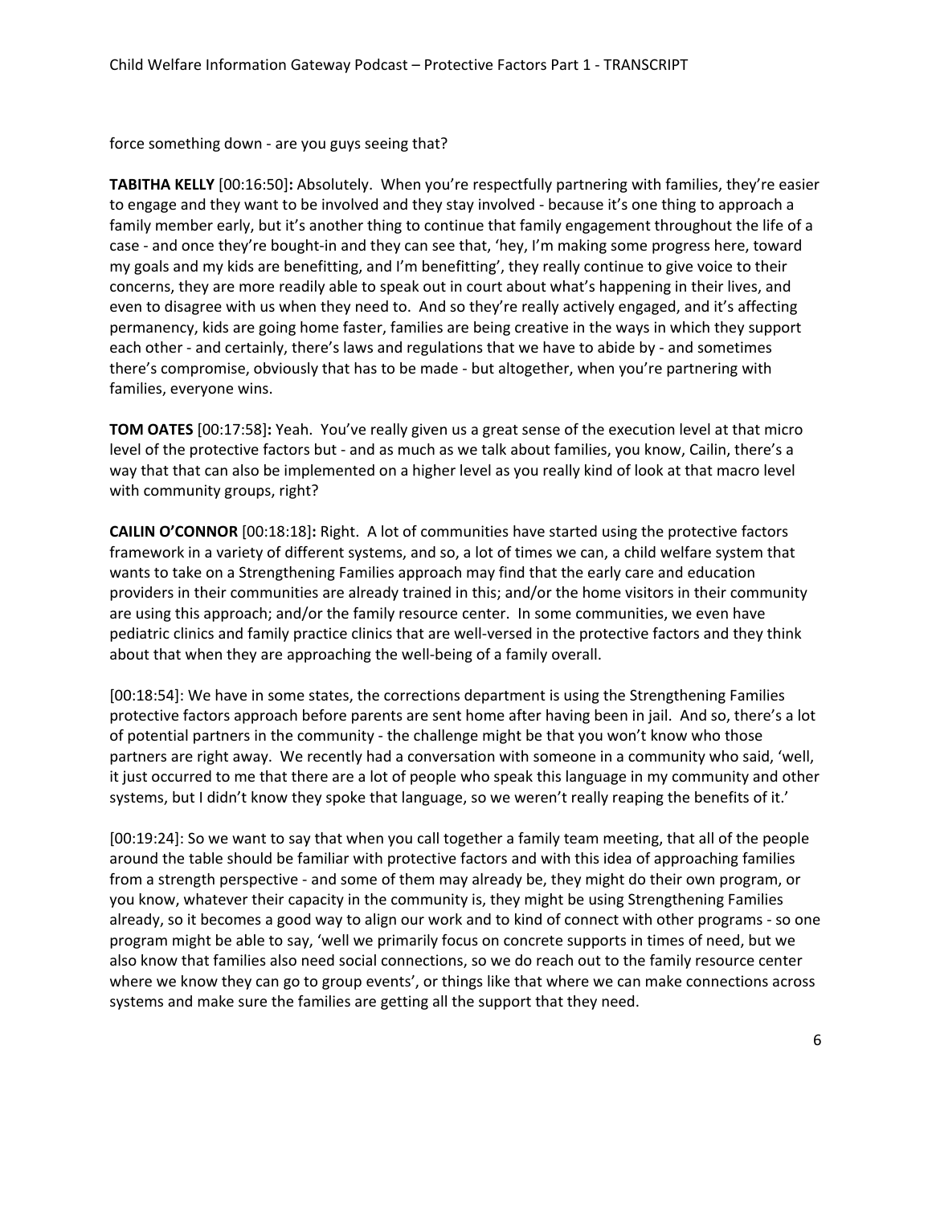force something down - are you guys seeing that?

**TABITHA KELLY** [00:16:50]**:** Absolutely. When you're respectfully partnering with families, they're easier to engage and they want to be involved and they stay involved - because it's one thing to approach a family member early, but it's another thing to continue that family engagement throughout the life of a case - and once they're bought-in and they can see that, 'hey, I'm making some progress here, toward my goals and my kids are benefitting, and I'm benefitting', they really continue to give voice to their concerns, they are more readily able to speak out in court about what's happening in their lives, and even to disagree with us when they need to. And so they're really actively engaged, and it's affecting permanency, kids are going home faster, families are being creative in the ways in which they support each other - and certainly, there's laws and regulations that we have to abide by - and sometimes there's compromise, obviously that has to be made - but altogether, when you're partnering with families, everyone wins.

**TOM OATES** [00:17:58]**:** Yeah. You've really given us a great sense of the execution level at that micro level of the protective factors but - and as much as we talk about families, you know, Cailin, there's a way that that can also be implemented on a higher level as you really kind of look at that macro level with community groups, right?

**CAILIN O'CONNOR** [00:18:18]**:** Right. A lot of communities have started using the protective factors framework in a variety of different systems, and so, a lot of times we can, a child welfare system that wants to take on a Strengthening Families approach may find that the early care and education providers in their communities are already trained in this; and/or the home visitors in their community are using this approach; and/or the family resource center. In some communities, we even have pediatric clinics and family practice clinics that are well-versed in the protective factors and they think about that when they are approaching the well-being of a family overall.

[00:18:54]: We have in some states, the corrections department is using the Strengthening Families protective factors approach before parents are sent home after having been in jail. And so, there's a lot of potential partners in the community - the challenge might be that you won't know who those partners are right away. We recently had a conversation with someone in a community who said, 'well, it just occurred to me that there are a lot of people who speak this language in my community and other systems, but I didn't know they spoke that language, so we weren't really reaping the benefits of it.'

[00:19:24]: So we want to say that when you call together a family team meeting, that all of the people around the table should be familiar with protective factors and with this idea of approaching families from a strength perspective - and some of them may already be, they might do their own program, or you know, whatever their capacity in the community is, they might be using Strengthening Families already, so it becomes a good way to align our work and to kind of connect with other programs - so one program might be able to say, 'well we primarily focus on concrete supports in times of need, but we also know that families also need social connections, so we do reach out to the family resource center where we know they can go to group events', or things like that where we can make connections across systems and make sure the families are getting all the support that they need.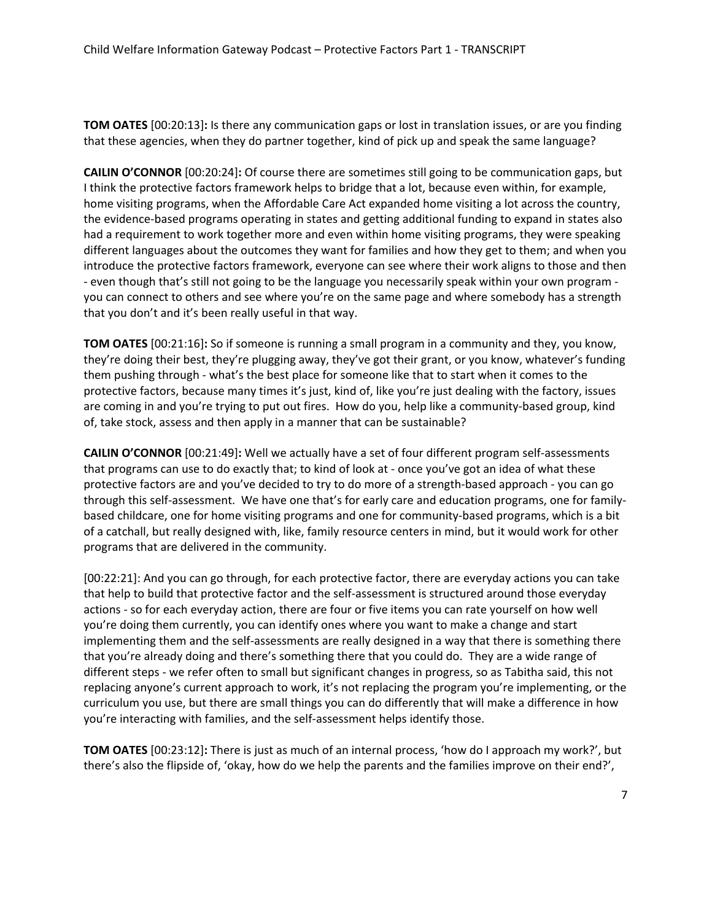**TOM OATES** [00:20:13]**:** Is there any communication gaps or lost in translation issues, or are you finding that these agencies, when they do partner together, kind of pick up and speak the same language?

**CAILIN O'CONNOR** [00:20:24]**:** Of course there are sometimes still going to be communication gaps, but I think the protective factors framework helps to bridge that a lot, because even within, for example, home visiting programs, when the Affordable Care Act expanded home visiting a lot across the country, the evidence-based programs operating in states and getting additional funding to expand in states also had a requirement to work together more and even within home visiting programs, they were speaking different languages about the outcomes they want for families and how they get to them; and when you introduce the protective factors framework, everyone can see where their work aligns to those and then - even though that's still not going to be the language you necessarily speak within your own program - you can connect to others and see where you're on the same page and where somebody has a strength that you don't and it's been really useful in that way.

**TOM OATES** [00:21:16]**:** So if someone is running a small program in a community and they, you know, they're doing their best, they're plugging away, they've got their grant, or you know, whatever's funding them pushing through - what's the best place for someone like that to start when it comes to the protective factors, because many times it's just, kind of, like you're just dealing with the factory, issues are coming in and you're trying to put out fires. How do you, help like a community-based group, kind of, take stock, assess and then apply in a manner that can be sustainable?

**CAILIN O'CONNOR** [00:21:49]**:** Well we actually have a set of four different program self-assessments that programs can use to do exactly that; to kind of look at - once you've got an idea of what these protective factors are and you've decided to try to do more of a strength-based approach - you can go through this self-assessment. We have one that's for early care and education programs, one for family-based childcare, one for home visiting programs and one for community-based programs, which is a bit of a catchall, but really designed with, like, family resource centers in mind, but it would work for other programs that are delivered in the community.

[00:22:21]: And you can go through, for each protective factor, there are everyday actions you can take that help to build that protective factor and the self-assessment is structured around those everyday actions - so for each everyday action, there are four or five items you can rate yourself on how well you're doing them currently, you can identify ones where you want to make a change and start implementing them and the self-assessments are really designed in a way that there is something there that you're already doing and there's something there that you could do. They are a wide range of different steps - we refer often to small but significant changes in progress, so as Tabitha said, this not replacing anyone's current approach to work, it's not replacing the program you're implementing, or the curriculum you use, but there are small things you can do differently that will make a difference in how you're interacting with families, and the self-assessment helps identify those.

**TOM OATES** [00:23:12]**:** There is just as much of an internal process, 'how do I approach my work?', but there's also the flipside of, 'okay, how do we help the parents and the families improve on their end?',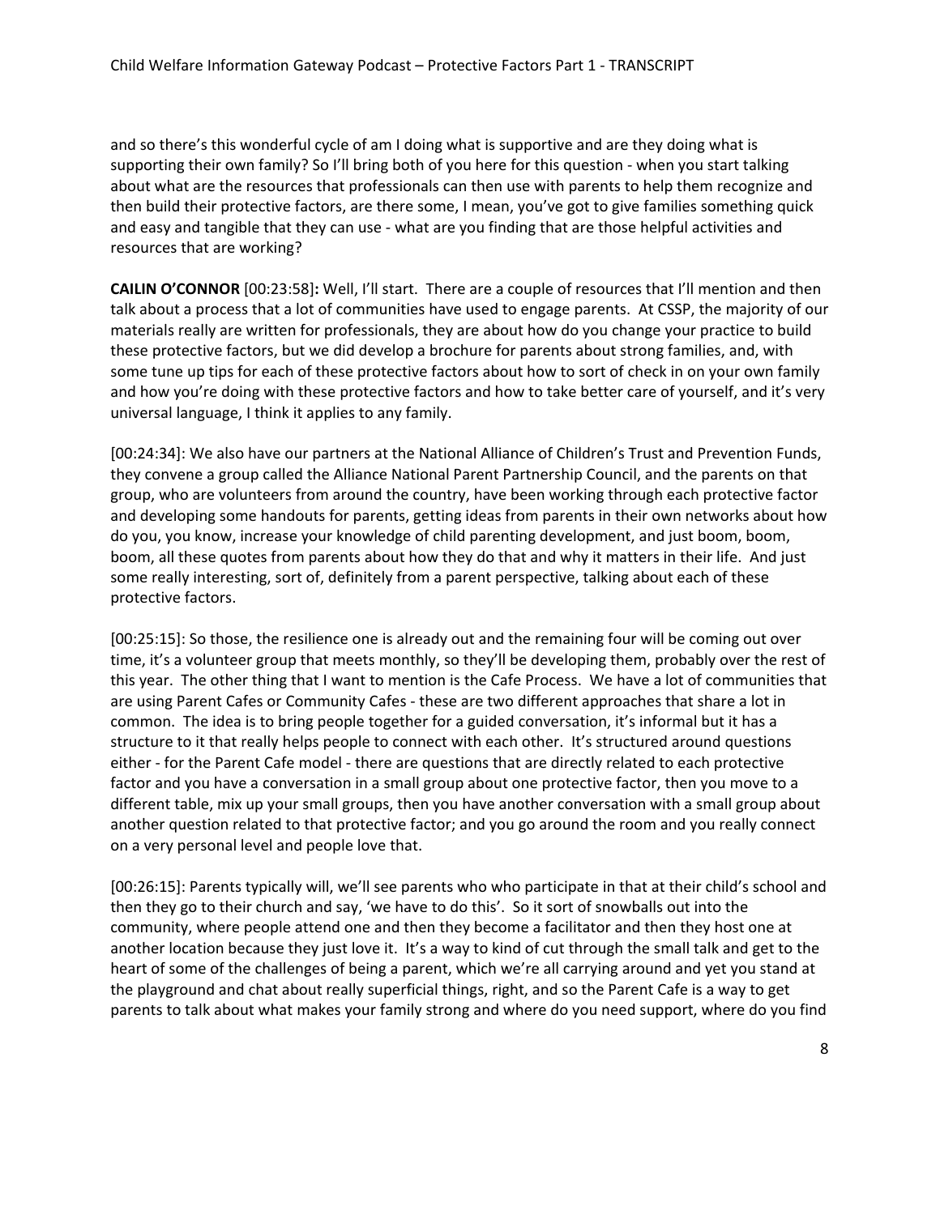and so there's this wonderful cycle of am I doing what is supportive and are they doing what is supporting their own family? So I'll bring both of you here for this question - when you start talking about what are the resources that professionals can then use with parents to help them recognize and then build their protective factors, are there some, I mean, you've got to give families something quick and easy and tangible that they can use - what are you finding that are those helpful activities and resources that are working?

**CAILIN O'CONNOR** [00:23:58]**:** Well, I'll start. There are a couple of resources that I'll mention and then talk about a process that a lot of communities have used to engage parents. At CSSP, the majority of our materials really are written for professionals, they are about how do you change your practice to build these protective factors, but we did develop a brochure for parents about strong families, and, with some tune up tips for each of these protective factors about how to sort of check in on your own family and how you're doing with these protective factors and how to take better care of yourself, and it's very universal language, I think it applies to any family.

[00:24:34]: We also have our partners at the National Alliance of Children's Trust and Prevention Funds, they convene a group called the Alliance National Parent Partnership Council, and the parents on that group, who are volunteers from around the country, have been working through each protective factor and developing some handouts for parents, getting ideas from parents in their own networks about how do you, you know, increase your knowledge of child parenting development, and just boom, boom, boom, all these quotes from parents about how they do that and why it matters in their life. And just some really interesting, sort of, definitely from a parent perspective, talking about each of these protective factors.

[00:25:15]: So those, the resilience one is already out and the remaining four will be coming out over time, it's a volunteer group that meets monthly, so they'll be developing them, probably over the rest of this year. The other thing that I want to mention is the Cafe Process. We have a lot of communities that are using Parent Cafes or Community Cafes - these are two different approaches that share a lot in common. The idea is to bring people together for a guided conversation, it's informal but it has a structure to it that really helps people to connect with each other. It's structured around questions either - for the Parent Cafe model - there are questions that are directly related to each protective factor and you have a conversation in a small group about one protective factor, then you move to a different table, mix up your small groups, then you have another conversation with a small group about another question related to that protective factor; and you go around the room and you really connect on a very personal level and people love that.

[00:26:15]: Parents typically will, we'll see parents who who participate in that at their child's school and then they go to their church and say, 'we have to do this'. So it sort of snowballs out into the community, where people attend one and then they become a facilitator and then they host one at another location because they just love it. It's a way to kind of cut through the small talk and get to the heart of some of the challenges of being a parent, which we're all carrying around and yet you stand at the playground and chat about really superficial things, right, and so the Parent Cafe is a way to get parents to talk about what makes your family strong and where do you need support, where do you find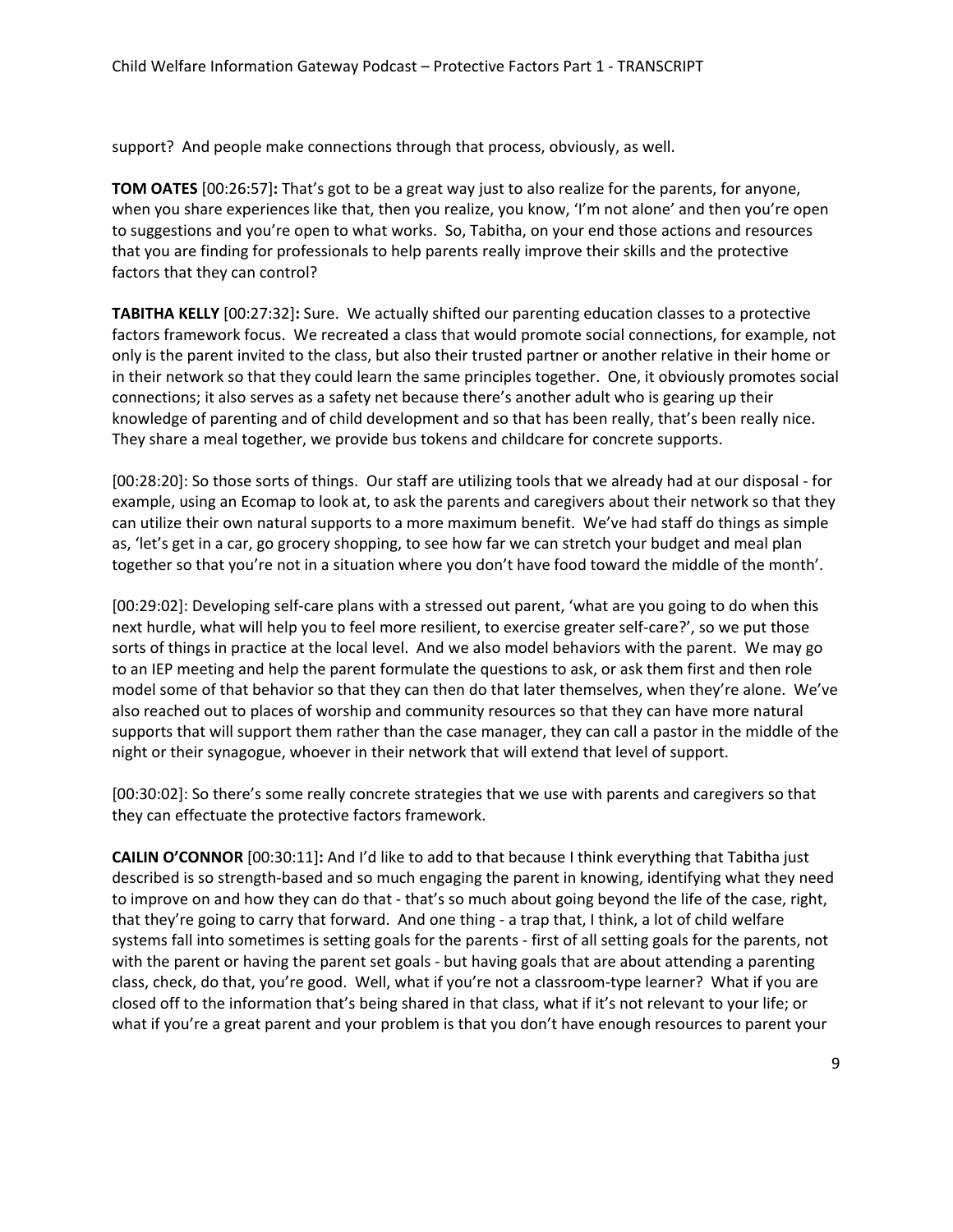support? And people make connections through that process, obviously, as well.

**TOM OATES** [00:26:57]**:** That's got to be a great way just to also realize for the parents, for anyone, when you share experiences like that, then you realize, you know, 'I'm not alone' and then you're open to suggestions and you're open to what works. So, Tabitha, on your end those actions and resources that you are finding for professionals to help parents really improve their skills and the protective factors that they can control?

**TABITHA KELLY** [00:27:32]**:** Sure. We actually shifted our parenting education classes to a protective factors framework focus. We recreated a class that would promote social connections, for example, not only is the parent invited to the class, but also their trusted partner or another relative in their home or in their network so that they could learn the same principles together. One, it obviously promotes social connections; it also serves as a safety net because there's another adult who is gearing up their knowledge of parenting and of child development and so that has been really, that's been really nice. They share a meal together, we provide bus tokens and childcare for concrete supports.

[00:28:20]: So those sorts of things. Our staff are utilizing tools that we already had at our disposal - for example, using an Ecomap to look at, to ask the parents and caregivers about their network so that they can utilize their own natural supports to a more maximum benefit. We've had staff do things as simple as, 'let's get in a car, go grocery shopping, to see how far we can stretch your budget and meal plan together so that you're not in a situation where you don't have food toward the middle of the month'.

[00:29:02]: Developing self-care plans with a stressed out parent, 'what are you going to do when this next hurdle, what will help you to feel more resilient, to exercise greater self-care?', so we put those sorts of things in practice at the local level. And we also model behaviors with the parent. We may go to an IEP meeting and help the parent formulate the questions to ask, or ask them first and then role model some of that behavior so that they can then do that later themselves, when they're alone. We've also reached out to places of worship and community resources so that they can have more natural supports that will support them rather than the case manager, they can call a pastor in the middle of the night or their synagogue, whoever in their network that will extend that level of support.

[00:30:02]: So there's some really concrete strategies that we use with parents and caregivers so that they can effectuate the protective factors framework.

**CAILIN O'CONNOR** [00:30:11]**:** And I'd like to add to that because I think everything that Tabitha just described is so strength-based and so much engaging the parent in knowing, identifying what they need to improve on and how they can do that - that's so much about going beyond the life of the case, right, that they're going to carry that forward. And one thing - a trap that, I think, a lot of child welfare systems fall into sometimes is setting goals for the parents - first of all setting goals for the parents, not with the parent or having the parent set goals - but having goals that are about attending a parenting class, check, do that, you're good. Well, what if you're not a classroom-type learner? What if you are closed off to the information that's being shared in that class, what if it's not relevant to your life; or what if you're a great parent and your problem is that you don't have enough resources to parent your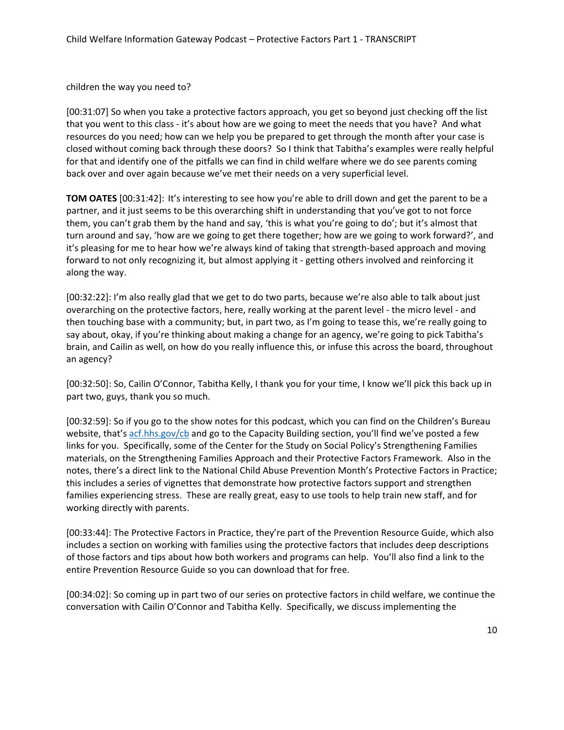children the way you need to?

[00:31:07] So when you take a protective factors approach, you get so beyond just checking off the list that you went to this class - it's about how are we going to meet the needs that you have? And what resources do you need; how can we help you be prepared to get through the month after your case is closed without coming back through these doors? So I think that Tabitha's examples were really helpful for that and identify one of the pitfalls we can find in child welfare where we do see parents coming back over and over again because we've met their needs on a very superficial level.

**TOM OATES** [00:31:42]: It's interesting to see how you're able to drill down and get the parent to be a partner, and it just seems to be this overarching shift in understanding that you've got to not force them, you can't grab them by the hand and say, 'this is what you're going to do'; but it's almost that turn around and say, 'how are we going to get there together; how are we going to work forward?', and it's pleasing for me to hear how we're always kind of taking that strength-based approach and moving forward to not only recognizing it, but almost applying it - getting others involved and reinforcing it along the way.

[00:32:22]: I'm also really glad that we get to do two parts, because we're also able to talk about just overarching on the protective factors, here, really working at the parent level - the micro level - and then touching base with a community; but, in part two, as I'm going to tease this, we're really going to say about, okay, if you're thinking about making a change for an agency, we're going to pick Tabitha's brain, and Cailin as well, on how do you really influence this, or infuse this across the board, throughout an agency?

[00:32:50]: So, Cailin O'Connor, Tabitha Kelly, I thank you for your time, I know we'll pick this back up in part two, guys, thank you so much.

[00:32:59]: So if you go to the show notes for this podcast, which you can find on the Children's Bureau website, that's [acf.hhs.gov/cb](acf.hhs.gov/cb) and go to the Capacity Building section, you'll find we've posted a few links for you. Specifically, some of the Center for the Study on Social Policy's Strengthening Families materials, on the Strengthening Families Approach and their Protective Factors Framework. Also in the notes, there's a direct link to the National Child Abuse Prevention Month's Protective Factors in Practice; this includes a series of vignettes that demonstrate how protective factors support and strengthen families experiencing stress. These are really great, easy to use tools to help train new staff, and for working directly with parents.

[00:33:44]: The Protective Factors in Practice, they're part of the Prevention Resource Guide, which also includes a section on working with families using the protective factors that includes deep descriptions of those factors and tips about how both workers and programs can help. You'll also find a link to the entire Prevention Resource Guide so you can download that for free.

[00:34:02]: So coming up in part two of our series on protective factors in child welfare, we continue the conversation with Cailin O'Connor and Tabitha Kelly. Specifically, we discuss implementing the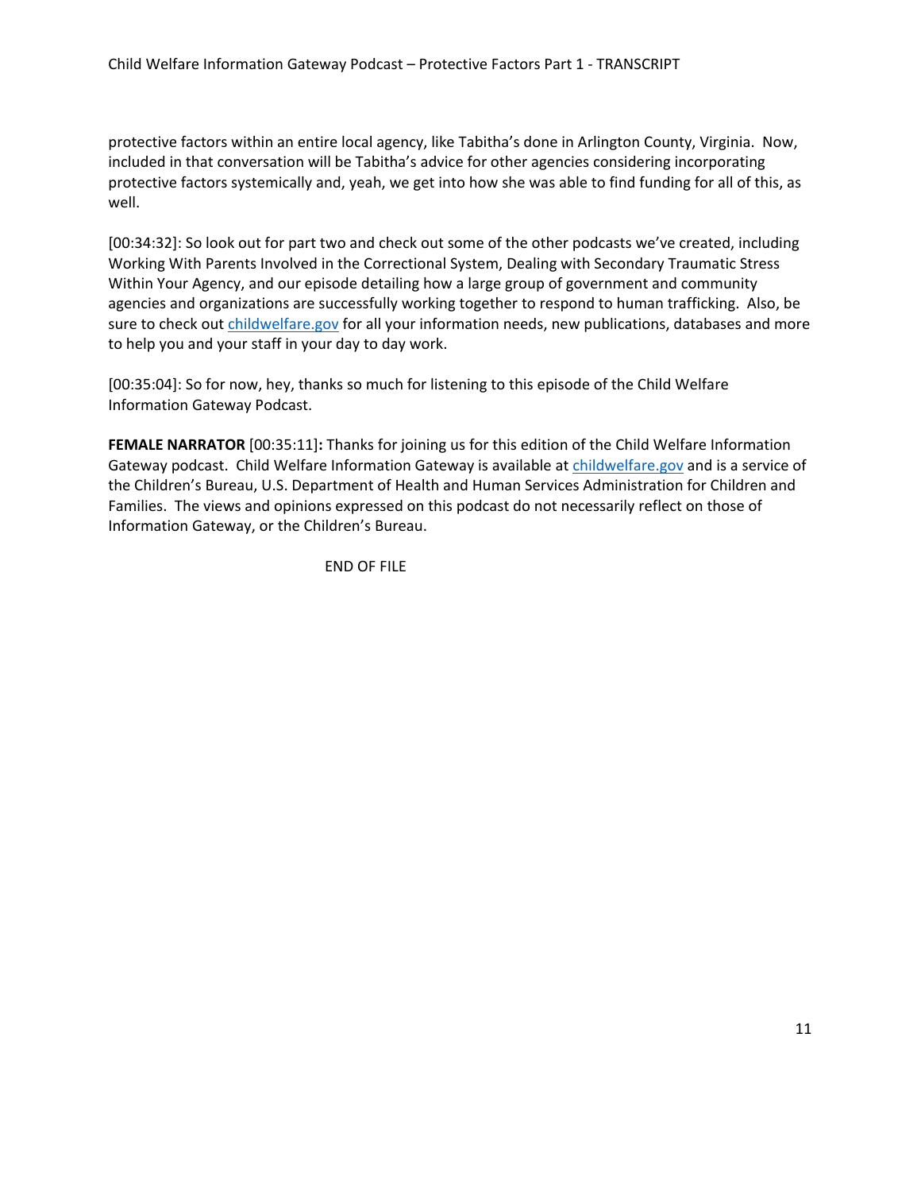protective factors within an entire local agency, like Tabitha's done in Arlington County, Virginia. Now, included in that conversation will be Tabitha's advice for other agencies considering incorporating protective factors systemically and, yeah, we get into how she was able to find funding for all of this, as well.

[00:34:32]: So look out for part two and check out some of the other podcasts we've created, including Working With Parents Involved in the Correctional System, Dealing with Secondary Traumatic Stress Within Your Agency, and our episode detailing how a large group of government and community agencies and organizations are successfully working together to respond to human trafficking. Also, be sure to check out [childwelfare.gov](childwelfare.gov) for all your information needs, new publications, databases and more to help you and your staff in your day to day work.

[00:35:04]: So for now, hey, thanks so much for listening to this episode of the Child Welfare Information Gateway Podcast.

**FEMALE NARRATOR** [00:35:11]**:** Thanks for joining us for this edition of the Child Welfare Information Gateway podcast. Child Welfare Information Gateway is available at [childwelfare.gov](childwelfare.gov) and is a service of the Children's Bureau, U.S. Department of Health and Human Services Administration for Children and Families. The views and opinions expressed on this podcast do not necessarily reflect on those of Information Gateway, or the Children's Bureau.

END OF FILE